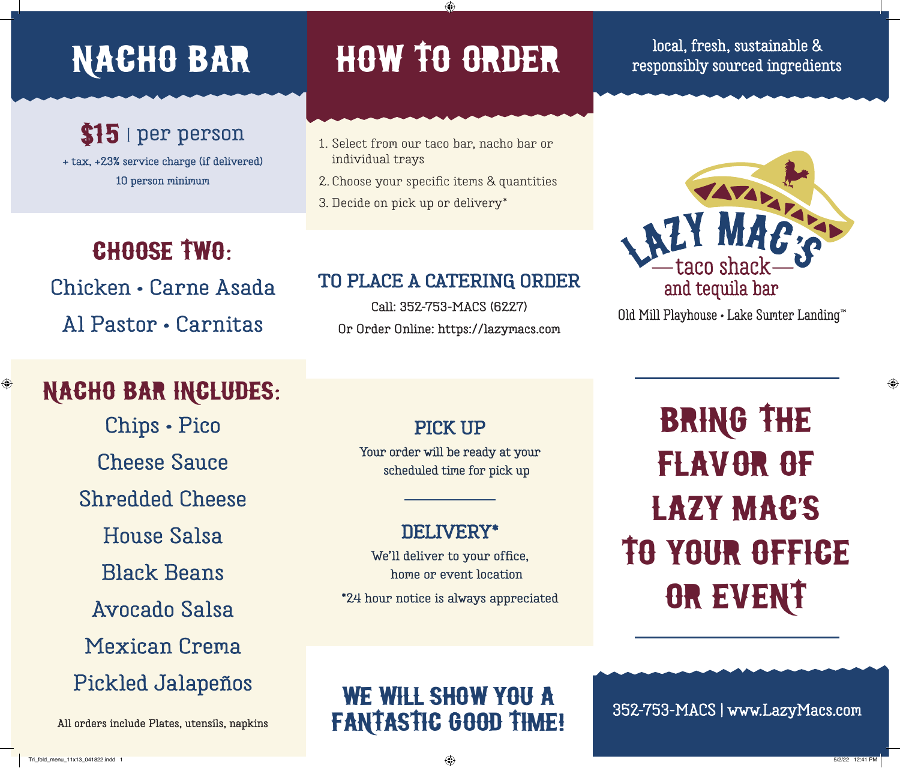# NACHO BAR

**$15** | per person

+ tax, +23% service charge (if delivered)

10 person minimum

## CHOOSE TWO:

Chicken • Carne Asada

Al Pastor • Carnitas

## NACHO BAR INCLUDES:

Chips • Pico

Cheese Sauce

Shredded Cheese

House Salsa

Black Beans

Avocado Salsa

Mexican Crema

Pickled Jalapeños

All orders include Plates, utensils, napkins

# HOW TO ORDER

1. Select from our taco bar, nacho bar or individual trays
2. Choose your specific items & quantities
3. Decide on pick up or delivery*

## TO PLACE A CATERING ORDER

Call: 352-753-MACS (6227)

Or Order Online: https://lazymacs.com

### PICK UP

Your order will be ready at your scheduled time for pick up

### DELIVERY*

We'll deliver to your office, home or event location

*24 hour notice is always appreciated

## WE WILL SHOW YOU A FANTASTIC GOOD TIME!

local, fresh, sustainable & responsibly sourced ingredients

LAZY MAC'S —taco shack— and tequila bar

Old Mill Playhouse • Lake Sumter Landing™

## BRING THE FLAVOR OF LAZY MAC'S TO YOUR OFFICE OR EVENT

352-753-MACS | www.LazyMacs.com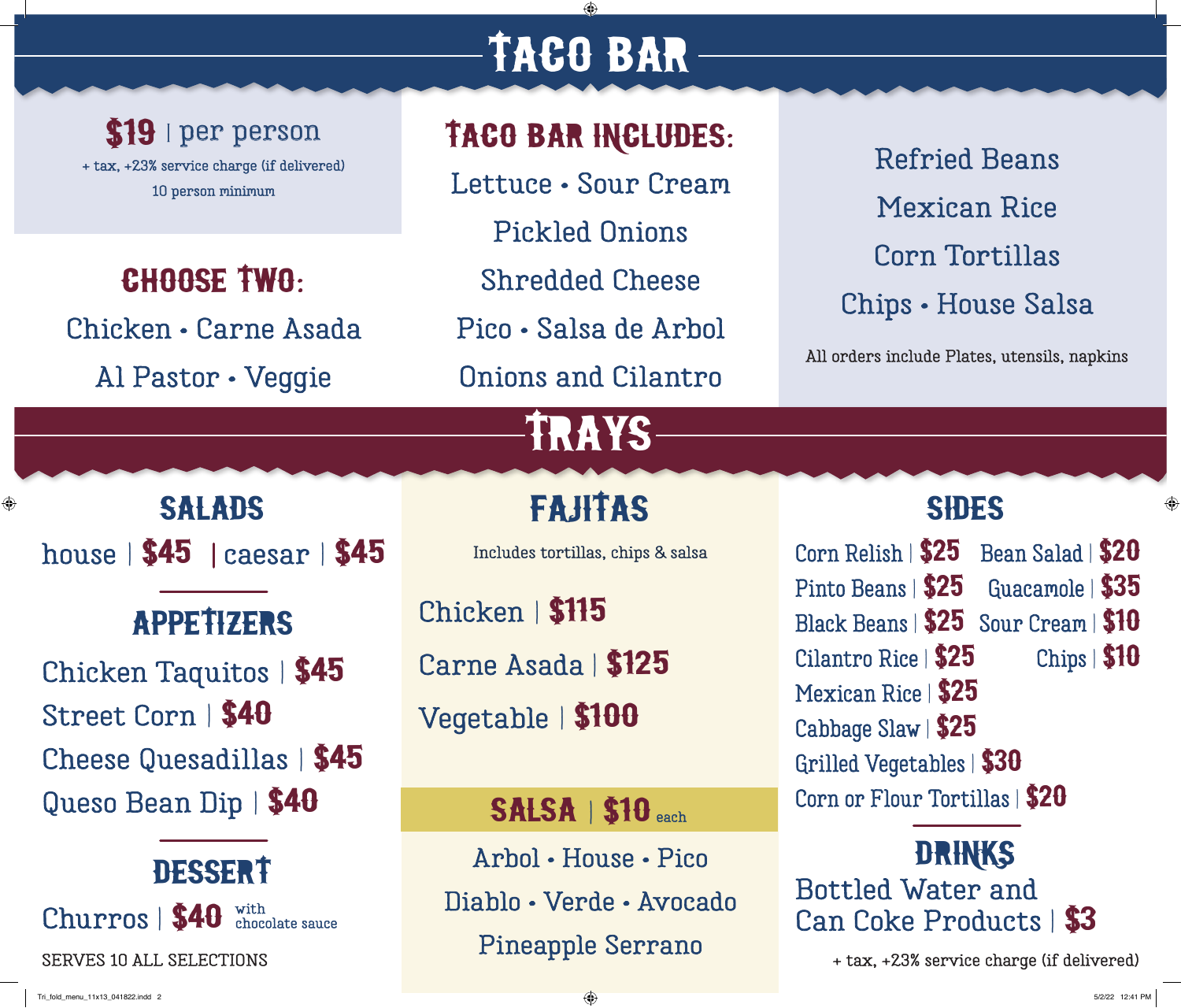# TACO BAR

**$19** | per person

+ tax, +23% service charge (if delivered)

10 person minimum

## CHOOSE TWO:

Chicken • Carne Asada

Al Pastor • Veggie

## TACO BAR INCLUDES:

Lettuce • Sour Cream

Pickled Onions

Shredded Cheese

Pico • Salsa de Arbol

Onions and Cilantro

Refried Beans

Mexican Rice

Corn Tortillas

Chips • House Salsa

All orders include Plates, utensils, napkins

# TRAYS

## SALADS

house | **$45** | caesar | **$45**

## APPETIZERS

Chicken Taquitos | **$45**

Street Corn | **$40**

Cheese Quesadillas | **$45**

Queso Bean Dip | **$40**

## DESSERT

Churros | **$40** with chocolate sauce

SERVES 10 ALL SELECTIONS

## FAJITAS

Includes tortillas, chips & salsa

Chicken | **$115**

Carne Asada | **$125**

Vegetable | **$100**

## SALSA | $10 each

Arbol • House • Pico

Diablo • Verde • Avocado

Pineapple Serrano

## SIDES

Corn Relish | **$25**

Bean Salad | **$20**

Pinto Beans | **$25**

Guacamole | **$35**

Black Beans | **$25**

Sour Cream | **$10**

Cilantro Rice | **$25**

Chips | **$10**

Mexican Rice | **$25**

Cabbage Slaw | **$25**

Grilled Vegetables | **$30**

Corn or Flour Tortillas | **$20**

## DRINKS

Bottled Water and Can Coke Products | **$3**

+ tax, +23% service charge (if delivered)